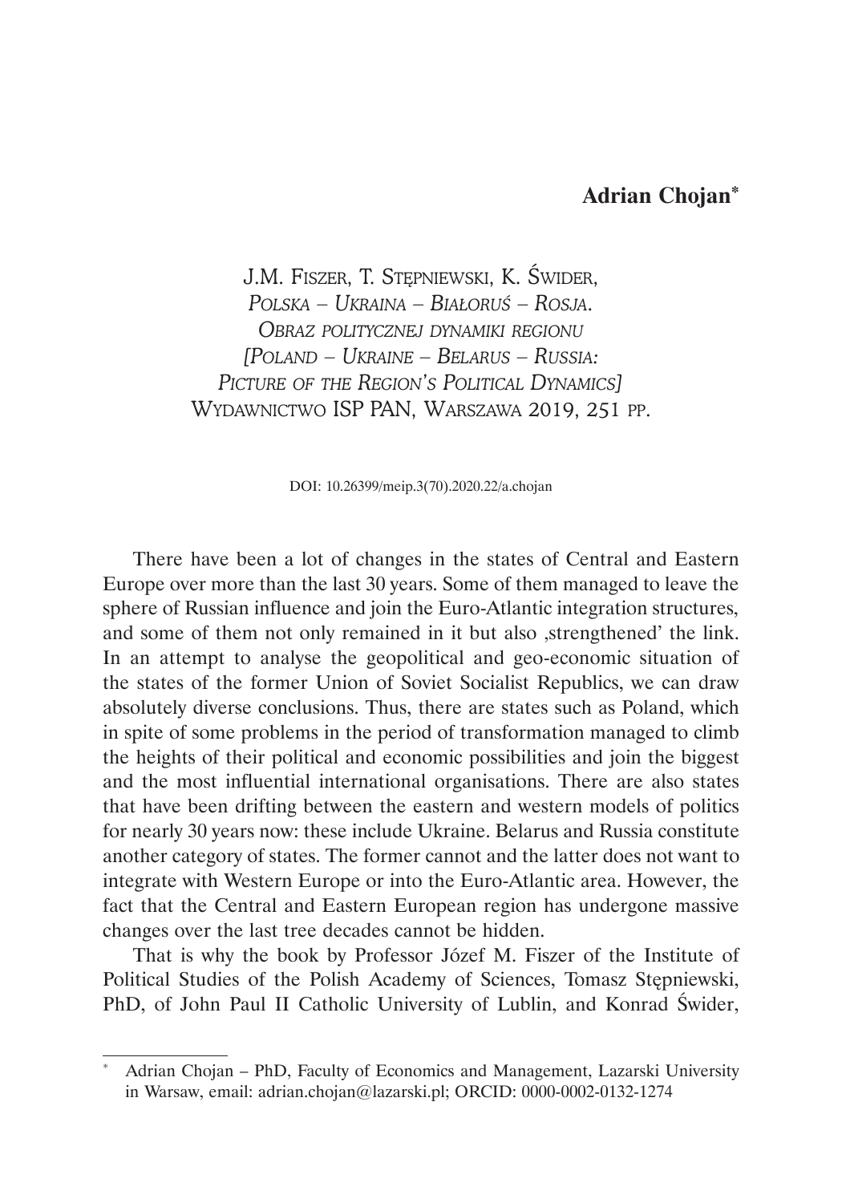**Adrian Chojan***

J.M. Fiszer, T. Stępniewski, K. Świder,
*Polska – Ukraina – Białoruś – Rosja.*
*Obraz politycznej dynamiki regionu*
*[Poland – Ukraine – Belarus – Russia:*
*Picture of the Region's Political Dynamics]*
Wydawnictwo ISP PAN, Warszawa 2019, 251 pp.

DOI: 10.26399/meip.3(70).2020.22/a.chojan

There have been a lot of changes in the states of Central and Eastern Europe over more than the last 30 years. Some of them managed to leave the sphere of Russian influence and join the Euro-Atlantic integration structures, and some of them not only remained in it but also ‚strengthened' the link. In an attempt to analyse the geopolitical and geo-economic situation of the states of the former Union of Soviet Socialist Republics, we can draw absolutely diverse conclusions. Thus, there are states such as Poland, which in spite of some problems in the period of transformation managed to climb the heights of their political and economic possibilities and join the biggest and the most influential international organisations. There are also states that have been drifting between the eastern and western models of politics for nearly 30 years now: these include Ukraine. Belarus and Russia constitute another category of states. The former cannot and the latter does not want to integrate with Western Europe or into the Euro-Atlantic area. However, the fact that the Central and Eastern European region has undergone massive changes over the last tree decades cannot be hidden.

That is why the book by Professor Józef M. Fiszer of the Institute of Political Studies of the Polish Academy of Sciences, Tomasz Stępniewski, PhD, of John Paul II Catholic University of Lublin, and Konrad Świder,

---

\* Adrian Chojan – PhD, Faculty of Economics and Management, Lazarski University in Warsaw, email: adrian.chojan@lazarski.pl; ORCID: 0000-0002-0132-1274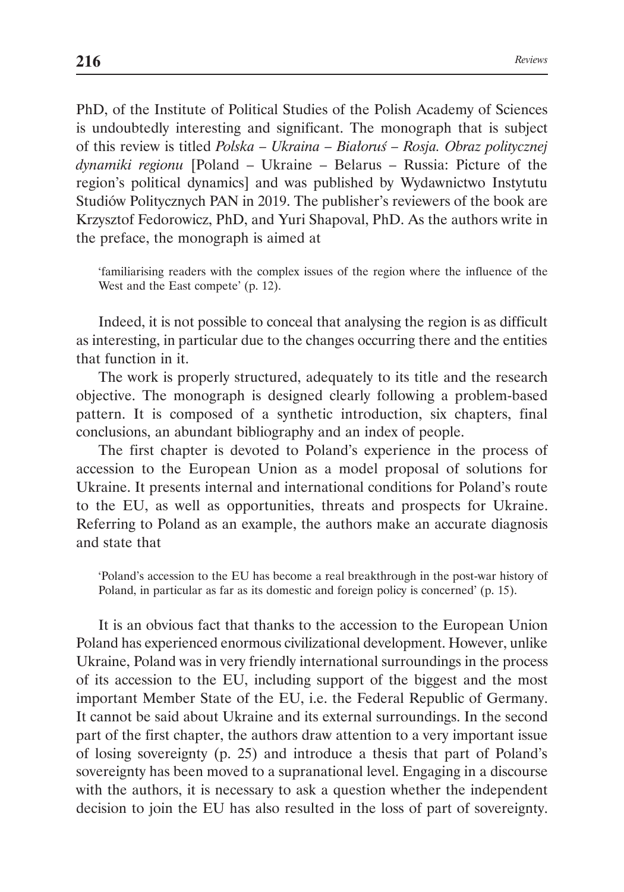PhD, of the Institute of Political Studies of the Polish Academy of Sciences is undoubtedly interesting and significant. The monograph that is subject of this review is titled *Polska – Ukraina – Białoruś – Rosja. Obraz politycznej dynamiki regionu* [Poland – Ukraine – Belarus – Russia: Picture of the region's political dynamics] and was published by Wydawnictwo Instytutu Studiów Politycznych PAN in 2019. The publisher's reviewers of the book are Krzysztof Fedorowicz, PhD, and Yuri Shapoval, PhD. As the authors write in the preface, the monograph is aimed at

> 'familiarising readers with the complex issues of the region where the influence of the West and the East compete' (p. 12).

Indeed, it is not possible to conceal that analysing the region is as difficult as interesting, in particular due to the changes occurring there and the entities that function in it.

The work is properly structured, adequately to its title and the research objective. The monograph is designed clearly following a problem-based pattern. It is composed of a synthetic introduction, six chapters, final conclusions, an abundant bibliography and an index of people.

The first chapter is devoted to Poland's experience in the process of accession to the European Union as a model proposal of solutions for Ukraine. It presents internal and international conditions for Poland's route to the EU, as well as opportunities, threats and prospects for Ukraine. Referring to Poland as an example, the authors make an accurate diagnosis and state that

> 'Poland's accession to the EU has become a real breakthrough in the post-war history of Poland, in particular as far as its domestic and foreign policy is concerned' (p. 15).

It is an obvious fact that thanks to the accession to the European Union Poland has experienced enormous civilizational development. However, unlike Ukraine, Poland was in very friendly international surroundings in the process of its accession to the EU, including support of the biggest and the most important Member State of the EU, i.e. the Federal Republic of Germany. It cannot be said about Ukraine and its external surroundings. In the second part of the first chapter, the authors draw attention to a very important issue of losing sovereignty (p. 25) and introduce a thesis that part of Poland's sovereignty has been moved to a supranational level. Engaging in a discourse with the authors, it is necessary to ask a question whether the independent decision to join the EU has also resulted in the loss of part of sovereignty.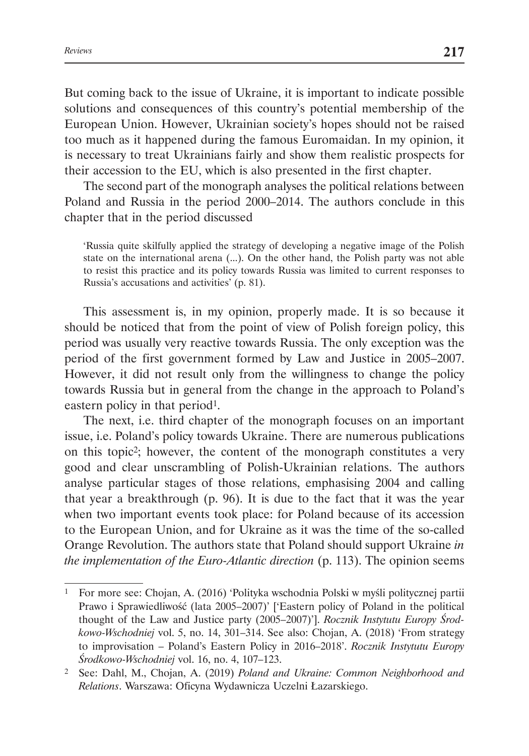But coming back to the issue of Ukraine, it is important to indicate possible solutions and consequences of this country's potential membership of the European Union. However, Ukrainian society's hopes should not be raised too much as it happened during the famous Euromaidan. In my opinion, it is necessary to treat Ukrainians fairly and show them realistic prospects for their accession to the EU, which is also presented in the first chapter.

The second part of the monograph analyses the political relations between Poland and Russia in the period 2000–2014. The authors conclude in this chapter that in the period discussed

> 'Russia quite skilfully applied the strategy of developing a negative image of the Polish state on the international arena (...). On the other hand, the Polish party was not able to resist this practice and its policy towards Russia was limited to current responses to Russia's accusations and activities' (p. 81).

This assessment is, in my opinion, properly made. It is so because it should be noticed that from the point of view of Polish foreign policy, this period was usually very reactive towards Russia. The only exception was the period of the first government formed by Law and Justice in 2005–2007. However, it did not result only from the willingness to change the policy towards Russia but in general from the change in the approach to Poland's eastern policy in that period[1].

The next, i.e. third chapter of the monograph focuses on an important issue, i.e. Poland's policy towards Ukraine. There are numerous publications on this topic[2]; however, the content of the monograph constitutes a very good and clear unscrambling of Polish-Ukrainian relations. The authors analyse particular stages of those relations, emphasising 2004 and calling that year a breakthrough (p. 96). It is due to the fact that it was the year when two important events took place: for Poland because of its accession to the European Union, and for Ukraine as it was the time of the so-called Orange Revolution. The authors state that Poland should support Ukraine *in the implementation of the Euro-Atlantic direction* (p. 113). The opinion seems

---

[1] For more see: Chojan, A. (2016) 'Polityka wschodnia Polski w myśli politycznej partii Prawo i Sprawiedliwość (lata 2005–2007)' ['Eastern policy of Poland in the political thought of the Law and Justice party (2005–2007)']. *Rocznik Instytutu Europy Środkowo-Wschodniej* vol. 5, no. 14, 301–314. See also: Chojan, A. (2018) 'From strategy to improvisation – Poland's Eastern Policy in 2016–2018'. *Rocznik Instytutu Europy Środkowo-Wschodniej* vol. 16, no. 4, 107–123.

[2] See: Dahl, M., Chojan, A. (2019) *Poland and Ukraine: Common Neighborhood and Relations*. Warszawa: Oficyna Wydawnicza Uczelni Łazarskiego.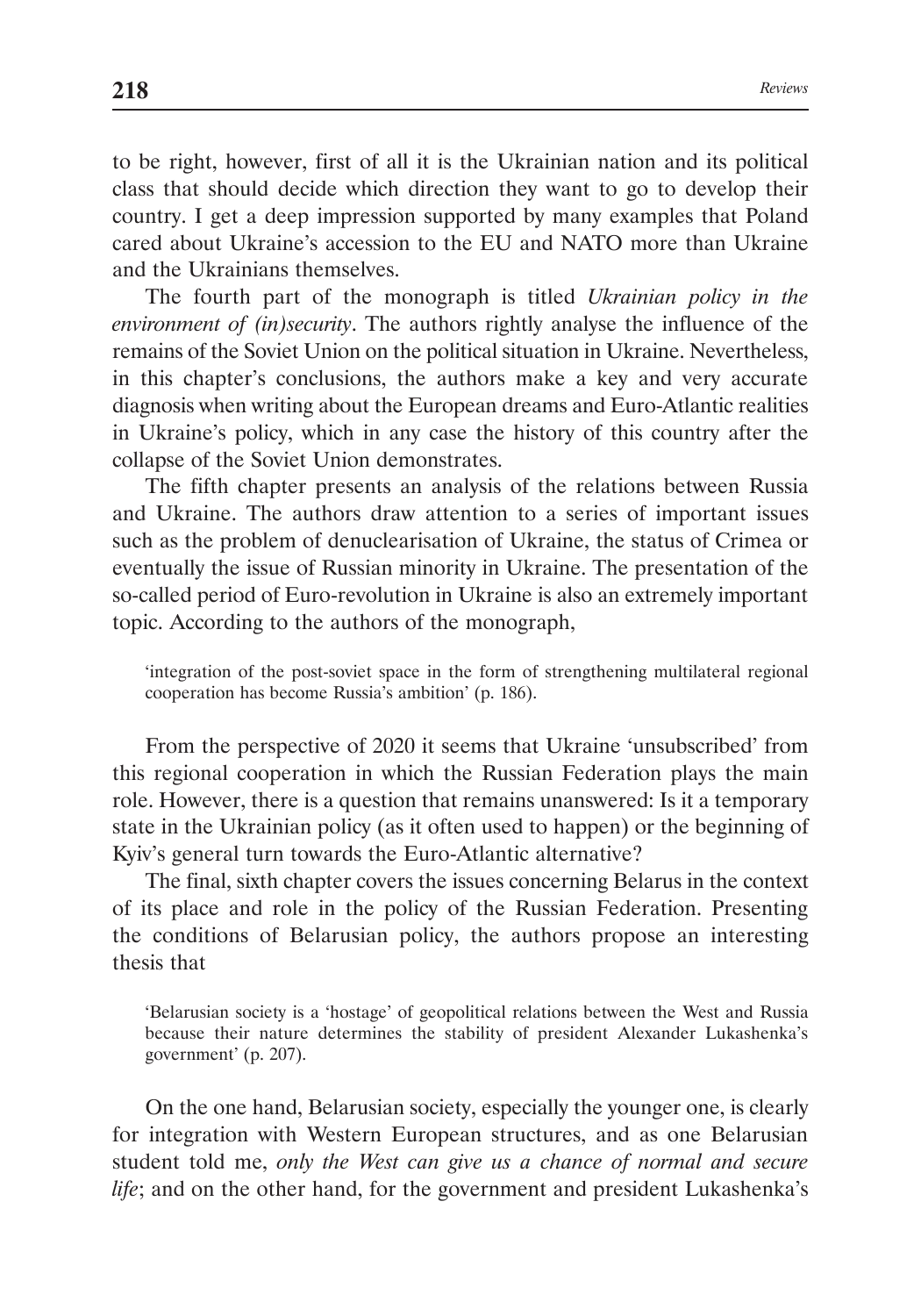to be right, however, first of all it is the Ukrainian nation and its political class that should decide which direction they want to go to develop their country. I get a deep impression supported by many examples that Poland cared about Ukraine's accession to the EU and NATO more than Ukraine and the Ukrainians themselves.

The fourth part of the monograph is titled *Ukrainian policy in the environment of (in)security*. The authors rightly analyse the influence of the remains of the Soviet Union on the political situation in Ukraine. Nevertheless, in this chapter's conclusions, the authors make a key and very accurate diagnosis when writing about the European dreams and Euro-Atlantic realities in Ukraine's policy, which in any case the history of this country after the collapse of the Soviet Union demonstrates.

The fifth chapter presents an analysis of the relations between Russia and Ukraine. The authors draw attention to a series of important issues such as the problem of denuclearisation of Ukraine, the status of Crimea or eventually the issue of Russian minority in Ukraine. The presentation of the so-called period of Euro-revolution in Ukraine is also an extremely important topic. According to the authors of the monograph,

> 'integration of the post-soviet space in the form of strengthening multilateral regional cooperation has become Russia's ambition' (p. 186).

From the perspective of 2020 it seems that Ukraine 'unsubscribed' from this regional cooperation in which the Russian Federation plays the main role. However, there is a question that remains unanswered: Is it a temporary state in the Ukrainian policy (as it often used to happen) or the beginning of Kyiv's general turn towards the Euro-Atlantic alternative?

The final, sixth chapter covers the issues concerning Belarus in the context of its place and role in the policy of the Russian Federation. Presenting the conditions of Belarusian policy, the authors propose an interesting thesis that

> 'Belarusian society is a 'hostage' of geopolitical relations between the West and Russia because their nature determines the stability of president Alexander Lukashenka's government' (p. 207).

On the one hand, Belarusian society, especially the younger one, is clearly for integration with Western European structures, and as one Belarusian student told me, *only the West can give us a chance of normal and secure life*; and on the other hand, for the government and president Lukashenka's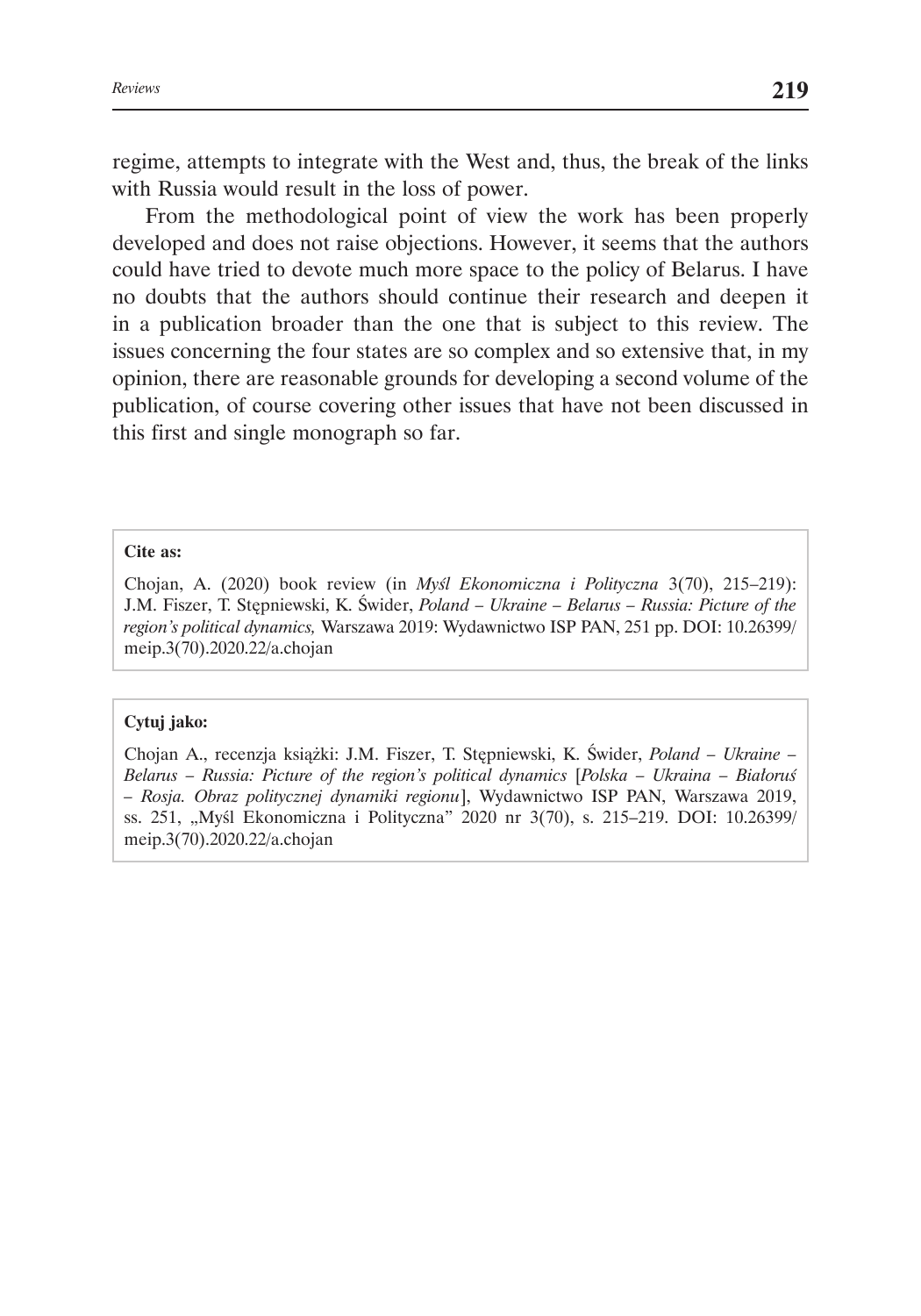regime, attempts to integrate with the West and, thus, the break of the links with Russia would result in the loss of power.

From the methodological point of view the work has been properly developed and does not raise objections. However, it seems that the authors could have tried to devote much more space to the policy of Belarus. I have no doubts that the authors should continue their research and deepen it in a publication broader than the one that is subject to this review. The issues concerning the four states are so complex and so extensive that, in my opinion, there are reasonable grounds for developing a second volume of the publication, of course covering other issues that have not been discussed in this first and single monograph so far.

**Cite as:**

Chojan, A. (2020) book review (in *Myśl Ekonomiczna i Polityczna* 3(70), 215–219): J.M. Fiszer, T. Stępniewski, K. Świder, *Poland – Ukraine – Belarus – Russia: Picture of the region's political dynamics,* Warszawa 2019: Wydawnictwo ISP PAN, 251 pp. DOI: 10.26399/meip.3(70).2020.22/a.chojan

**Cytuj jako:**

Chojan A., recenzja książki: J.M. Fiszer, T. Stępniewski, K. Świder, *Poland – Ukraine – Belarus – Russia: Picture of the region's political dynamics* [*Polska – Ukraina – Białoruś – Rosja. Obraz politycznej dynamiki regionu*], Wydawnictwo ISP PAN, Warszawa 2019, ss. 251, „Myśl Ekonomiczna i Polityczna" 2020 nr 3(70), s. 215–219. DOI: 10.26399/meip.3(70).2020.22/a.chojan